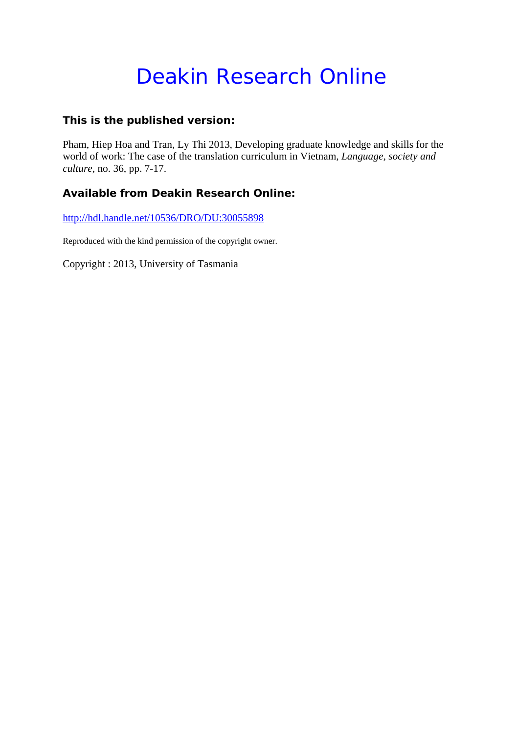# Deakin Research Online

### This is the published version:

Pham, Hiep Hoa and Tran, Ly Thi 2013, Developing graduate knowledge and skills for the world of work: The case of the translation curriculum in Vietnam, *Language, society and culture*, no. 36, pp. 7-17.

### Available from Deakin Research Online:

http://hdl.handle.net/10536/DRO/DU:30055898

Reproduced with the kind permission of the copyright owner.

Copyright : 2013, University of Tasmania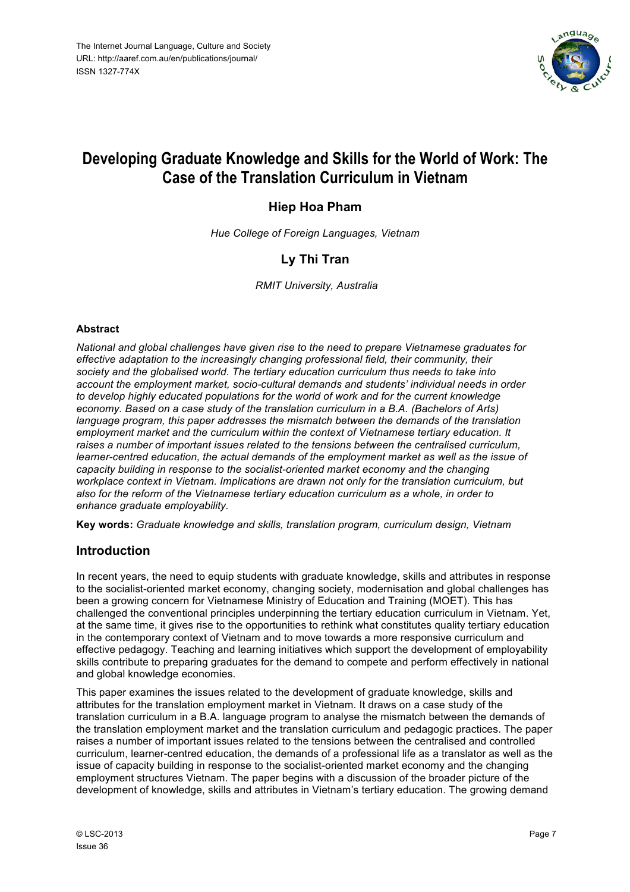# Developing Graduate Knowledge and Skills for the World of Work: The Case of the Translation Curriculum in Vietnam

## Hiep Hoa Pham

*Hue College of Foreign Languages, Vietnam*

## Ly Thi Tran

*RMIT University, Australia*

#### Abstract

*National and global challenges have given rise to the need to prepare Vietnamese graduates for effective adaptation to the increasingly changing professional field, their community, their society and the globalised world. The tertiary education curriculum thus needs to take into account the employment market, socio-cultural demands and students' individual needs in order to develop highly educated populations for the world of work and for the current knowledge economy. Based on a case study of the translation curriculum in a B.A. (Bachelors of Arts) language program, this paper addresses the mismatch between the demands of the translation employment market and the curriculum within the context of Vietnamese tertiary education. It raises a number of important issues related to the tensions between the centralised curriculum, learner-centred education, the actual demands of the employment market as well as the issue of capacity building in response to the socialist-oriented market economy and the changing workplace context in Vietnam. Implications are drawn not only for the translation curriculum, but also for the reform of the Vietnamese tertiary education curriculum as a whole, in order to enhance graduate employability.*

**Key words:** *Graduate knowledge and skills, translation program, curriculum design, Vietnam*

## Introduction

In recent years, the need to equip students with graduate knowledge, skills and attributes in response to the socialist-oriented market economy, changing society, modernisation and global challenges has been a growing concern for Vietnamese Ministry of Education and Training (MOET). This has challenged the conventional principles underpinning the tertiary education curriculum in Vietnam. Yet, at the same time, it gives rise to the opportunities to rethink what constitutes quality tertiary education in the contemporary context of Vietnam and to move towards a more responsive curriculum and effective pedagogy. Teaching and learning initiatives which support the development of employability skills contribute to preparing graduates for the demand to compete and perform effectively in national and global knowledge economies.

This paper examines the issues related to the development of graduate knowledge, skills and attributes for the translation employment market in Vietnam. It draws on a case study of the translation curriculum in a B.A. language program to analyse the mismatch between the demands of the translation employment market and the translation curriculum and pedagogic practices. The paper raises a number of important issues related to the tensions between the centralised and controlled curriculum, learner-centred education, the demands of a professional life as a translator as well as the issue of capacity building in response to the socialist-oriented market economy and the changing employment structures Vietnam. The paper begins with a discussion of the broader picture of the development of knowledge, skills and attributes in Vietnam's tertiary education. The growing demand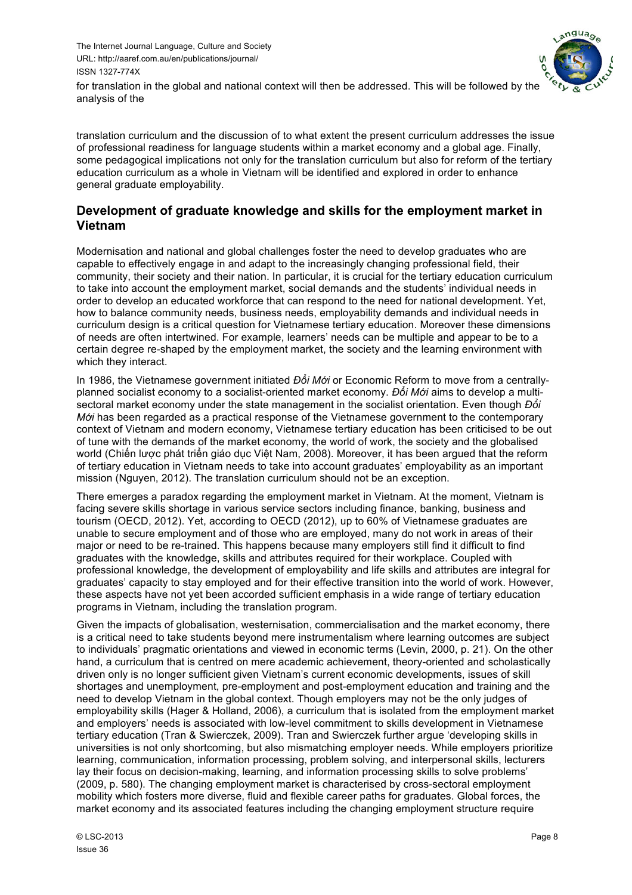for translation in the global and national context will then be addressed. This will be followed by the analysis of the

translation curriculum and the discussion of to what extent the present curriculum addresses the issue of professional readiness for language students within a market economy and a global age. Finally, some pedagogical implications not only for the translation curriculum but also for reform of the tertiary education curriculum as a whole in Vietnam will be identified and explored in order to enhance general graduate employability.

## Development of graduate knowledge and skills for the employment market in Vietnam

Modernisation and national and global challenges foster the need to develop graduates who are capable to effectively engage in and adapt to the increasingly changing professional field, their community, their society and their nation. In particular, it is crucial for the tertiary education curriculum to take into account the employment market, social demands and the students' individual needs in order to develop an educated workforce that can respond to the need for national development. Yet, how to balance community needs, business needs, employability demands and individual needs in curriculum design is a critical question for Vietnamese tertiary education. Moreover these dimensions of needs are often intertwined. For example, learners' needs can be multiple and appear to be to a certain degree re-shaped by the employment market, the society and the learning environment with which they interact.

In 1986, the Vietnamese government initiated *Đổi Mới* or Economic Reform to move from a centrally-planned socialist economy to a socialist-oriented market economy. *Đổi Mới* aims to develop a multi-sectoral market economy under the state management in the socialist orientation. Even though *Đổi Mới* has been regarded as a practical response of the Vietnamese government to the contemporary context of Vietnam and modern economy, Vietnamese tertiary education has been criticised to be out of tune with the demands of the market economy, the world of work, the society and the globalised world (Chiến lược phát triển giáo dục Việt Nam, 2008). Moreover, it has been argued that the reform of tertiary education in Vietnam needs to take into account graduates' employability as an important mission (Nguyen, 2012). The translation curriculum should not be an exception.

There emerges a paradox regarding the employment market in Vietnam. At the moment, Vietnam is facing severe skills shortage in various service sectors including finance, banking, business and tourism (OECD, 2012). Yet, according to OECD (2012), up to 60% of Vietnamese graduates are unable to secure employment and of those who are employed, many do not work in areas of their major or need to be re-trained. This happens because many employers still find it difficult to find graduates with the knowledge, skills and attributes required for their workplace. Coupled with professional knowledge, the development of employability and life skills and attributes are integral for graduates' capacity to stay employed and for their effective transition into the world of work. However, these aspects have not yet been accorded sufficient emphasis in a wide range of tertiary education programs in Vietnam, including the translation program.

Given the impacts of globalisation, westernisation, commercialisation and the market economy, there is a critical need to take students beyond mere instrumentalism where learning outcomes are subject to individuals' pragmatic orientations and viewed in economic terms (Levin, 2000, p. 21). On the other hand, a curriculum that is centred on mere academic achievement, theory-oriented and scholastically driven only is no longer sufficient given Vietnam's current economic developments, issues of skill shortages and unemployment, pre-employment and post-employment education and training and the need to develop Vietnam in the global context. Though employers may not be the only judges of employability skills (Hager & Holland, 2006), a curriculum that is isolated from the employment market and employers' needs is associated with low-level commitment to skills development in Vietnamese tertiary education (Tran & Swierczek, 2009). Tran and Swierczek further argue 'developing skills in universities is not only shortcoming, but also mismatching employer needs. While employers prioritize learning, communication, information processing, problem solving, and interpersonal skills, lecturers lay their focus on decision-making, learning, and information processing skills to solve problems' (2009, p. 580). The changing employment market is characterised by cross-sectoral employment mobility which fosters more diverse, fluid and flexible career paths for graduates. Global forces, the market economy and its associated features including the changing employment structure require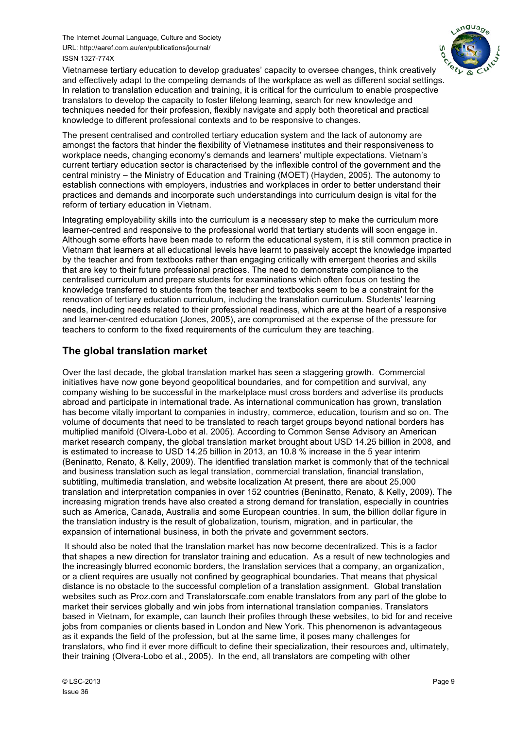Vietnamese tertiary education to develop graduates' capacity to oversee changes, think creatively and effectively adapt to the competing demands of the workplace as well as different social settings. In relation to translation education and training, it is critical for the curriculum to enable prospective translators to develop the capacity to foster lifelong learning, search for new knowledge and techniques needed for their profession, flexibly navigate and apply both theoretical and practical knowledge to different professional contexts and to be responsive to changes.

The present centralised and controlled tertiary education system and the lack of autonomy are amongst the factors that hinder the flexibility of Vietnamese institutes and their responsiveness to workplace needs, changing economy's demands and learners' multiple expectations. Vietnam's current tertiary education sector is characterised by the inflexible control of the government and the central ministry – the Ministry of Education and Training (MOET) (Hayden, 2005). The autonomy to establish connections with employers, industries and workplaces in order to better understand their practices and demands and incorporate such understandings into curriculum design is vital for the reform of tertiary education in Vietnam.

Integrating employability skills into the curriculum is a necessary step to make the curriculum more learner-centred and responsive to the professional world that tertiary students will soon engage in. Although some efforts have been made to reform the educational system, it is still common practice in Vietnam that learners at all educational levels have learnt to passively accept the knowledge imparted by the teacher and from textbooks rather than engaging critically with emergent theories and skills that are key to their future professional practices. The need to demonstrate compliance to the centralised curriculum and prepare students for examinations which often focus on testing the knowledge transferred to students from the teacher and textbooks seem to be a constraint for the renovation of tertiary education curriculum, including the translation curriculum. Students' learning needs, including needs related to their professional readiness, which are at the heart of a responsive and learner-centred education (Jones, 2005), are compromised at the expense of the pressure for teachers to conform to the fixed requirements of the curriculum they are teaching.

## The global translation market

Over the last decade, the global translation market has seen a staggering growth. Commercial initiatives have now gone beyond geopolitical boundaries, and for competition and survival, any company wishing to be successful in the marketplace must cross borders and advertise its products abroad and participate in international trade. As international communication has grown, translation has become vitally important to companies in industry, commerce, education, tourism and so on. The volume of documents that need to be translated to reach target groups beyond national borders has multiplied manifold (Olvera-Lobo et al. 2005). According to Common Sense Advisory an American market research company, the global translation market brought about USD 14.25 billion in 2008, and is estimated to increase to USD 14.25 billion in 2013, an 10.8 % increase in the 5 year interim (Beninatto, Renato, & Kelly, 2009). The identified translation market is commonly that of the technical and business translation such as legal translation, commercial translation, financial translation, subtitling, multimedia translation, and website localization At present, there are about 25,000 translation and interpretation companies in over 152 countries (Beninatto, Renato, & Kelly, 2009). The increasing migration trends have also created a strong demand for translation, especially in countries such as America, Canada, Australia and some European countries. In sum, the billion dollar figure in the translation industry is the result of globalization, tourism, migration, and in particular, the expansion of international business, in both the private and government sectors.

It should also be noted that the translation market has now become decentralized. This is a factor that shapes a new direction for translator training and education. As a result of new technologies and the increasingly blurred economic borders, the translation services that a company, an organization, or a client requires are usually not confined by geographical boundaries. That means that physical distance is no obstacle to the successful completion of a translation assignment. Global translation websites such as Proz.com and Translatorscafe.com enable translators from any part of the globe to market their services globally and win jobs from international translation companies. Translators based in Vietnam, for example, can launch their profiles through these websites, to bid for and receive jobs from companies or clients based in London and New York. This phenomenon is advantageous as it expands the field of the profession, but at the same time, it poses many challenges for translators, who find it ever more difficult to define their specialization, their resources and, ultimately, their training (Olvera-Lobo et al., 2005). In the end, all translators are competing with other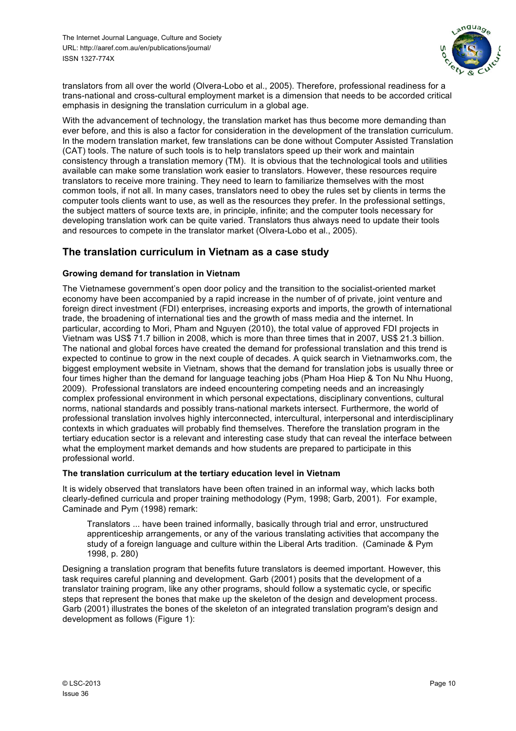translators from all over the world (Olvera-Lobo et al., 2005). Therefore, professional readiness for a trans-national and cross-cultural employment market is a dimension that needs to be accorded critical emphasis in designing the translation curriculum in a global age.

With the advancement of technology, the translation market has thus become more demanding than ever before, and this is also a factor for consideration in the development of the translation curriculum. In the modern translation market, few translations can be done without Computer Assisted Translation (CAT) tools. The nature of such tools is to help translators speed up their work and maintain consistency through a translation memory (TM). It is obvious that the technological tools and utilities available can make some translation work easier to translators. However, these resources require translators to receive more training. They need to learn to familiarize themselves with the most common tools, if not all. In many cases, translators need to obey the rules set by clients in terms the computer tools clients want to use, as well as the resources they prefer. In the professional settings, the subject matters of source texts are, in principle, infinite; and the computer tools necessary for developing translation work can be quite varied. Translators thus always need to update their tools and resources to compete in the translator market (Olvera-Lobo et al., 2005).

## The translation curriculum in Vietnam as a case study

### Growing demand for translation in Vietnam

The Vietnamese government's open door policy and the transition to the socialist-oriented market economy have been accompanied by a rapid increase in the number of of private, joint venture and foreign direct investment (FDI) enterprises, increasing exports and imports, the growth of international trade, the broadening of international ties and the growth of mass media and the internet. In particular, according to Mori, Pham and Nguyen (2010), the total value of approved FDI projects in Vietnam was US$ 71.7 billion in 2008, which is more than three times that in 2007, US$ 21.3 billion. The national and global forces have created the demand for professional translation and this trend is expected to continue to grow in the next couple of decades. A quick search in Vietnamworks.com, the biggest employment website in Vietnam, shows that the demand for translation jobs is usually three or four times higher than the demand for language teaching jobs (Pham Hoa Hiep & Ton Nu Nhu Huong, 2009). Professional translators are indeed encountering competing needs and an increasingly complex professional environment in which personal expectations, disciplinary conventions, cultural norms, national standards and possibly trans-national markets intersect. Furthermore, the world of professional translation involves highly interconnected, intercultural, interpersonal and interdisciplinary contexts in which graduates will probably find themselves. Therefore the translation program in the tertiary education sector is a relevant and interesting case study that can reveal the interface between what the employment market demands and how students are prepared to participate in this professional world.

### The translation curriculum at the tertiary education level in Vietnam

It is widely observed that translators have been often trained in an informal way, which lacks both clearly-defined curricula and proper training methodology (Pym, 1998; Garb, 2001). For example, Caminade and Pym (1998) remark:

> Translators ... have been trained informally, basically through trial and error, unstructured apprenticeship arrangements, or any of the various translating activities that accompany the study of a foreign language and culture within the Liberal Arts tradition. (Caminade & Pym 1998, p. 280)

Designing a translation program that benefits future translators is deemed important. However, this task requires careful planning and development. Garb (2001) posits that the development of a translator training program, like any other programs, should follow a systematic cycle, or specific steps that represent the bones that make up the skeleton of the design and development process. Garb (2001) illustrates the bones of the skeleton of an integrated translation program's design and development as follows (Figure 1):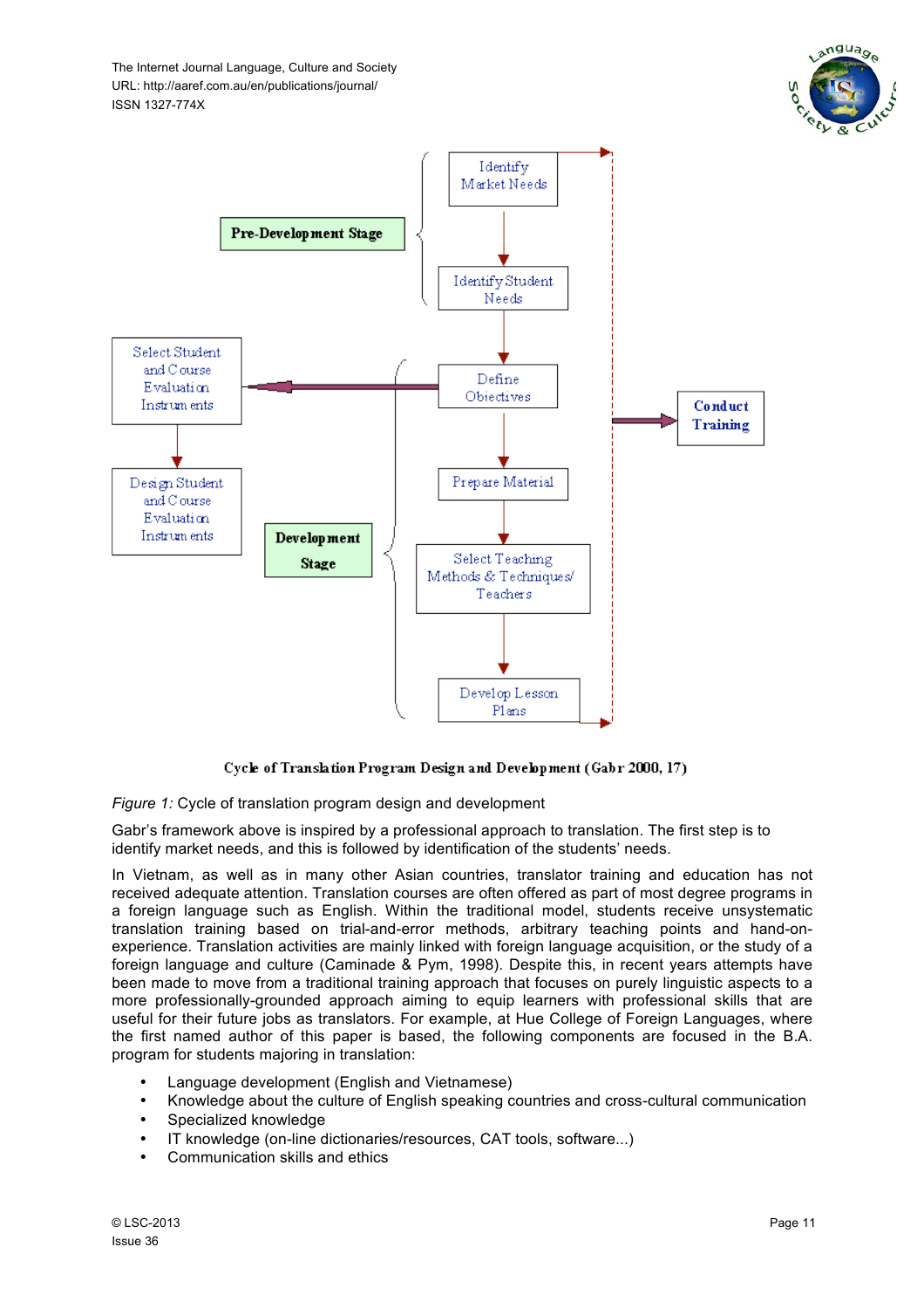Pre-Development Stage

Identify Market Needs

Identify Student Needs

Define Objectives

Select Student and Course Evaluation Instruments

Design Student and Course Evaluation Instruments

Development Stage

Prepare Material

Select Teaching Methods & Techniques/ Teachers

Develop Lesson Plans

Conduct Training

Cycle of Translation Program Design and Development (Gabr 2000, 17)

*Figure 1:* Cycle of translation program design and development

Gabr's framework above is inspired by a professional approach to translation. The first step is to identify market needs, and this is followed by identification of the students' needs.

In Vietnam, as well as in many other Asian countries, translator training and education has not received adequate attention. Translation courses are often offered as part of most degree programs in a foreign language such as English. Within the traditional model, students receive unsystematic translation training based on trial-and-error methods, arbitrary teaching points and hand-on-experience. Translation activities are mainly linked with foreign language acquisition, or the study of a foreign language and culture (Caminade & Pym, 1998). Despite this, in recent years attempts have been made to move from a traditional training approach that focuses on purely linguistic aspects to a more professionally-grounded approach aiming to equip learners with professional skills that are useful for their future jobs as translators. For example, at Hue College of Foreign Languages, where the first named author of this paper is based, the following components are focused in the B.A. program for students majoring in translation:

- Language development (English and Vietnamese)
- Knowledge about the culture of English speaking countries and cross-cultural communication
- Specialized knowledge
- IT knowledge (on-line dictionaries/resources, CAT tools, software...)
- Communication skills and ethics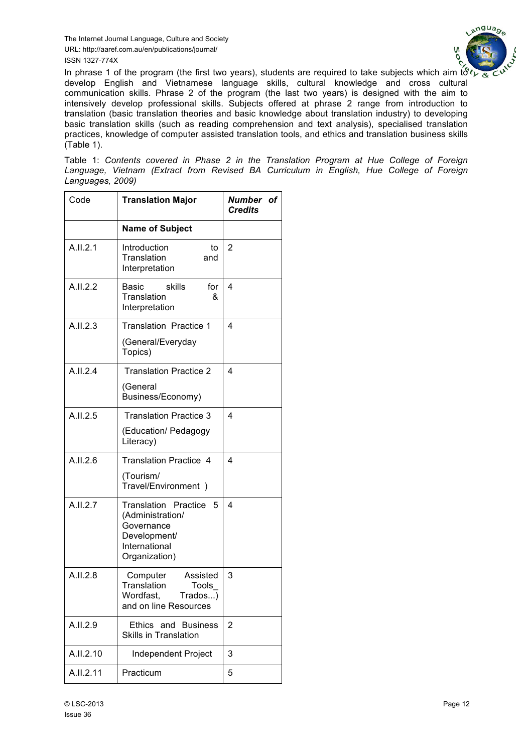In phrase 1 of the program (the first two years), students are required to take subjects which aim to develop English and Vietnamese language skills, cultural knowledge and cross cultural communication skills. Phrase 2 of the program (the last two years) is designed with the aim to intensively develop professional skills. Subjects offered at phrase 2 range from introduction to translation (basic translation theories and basic knowledge about translation industry) to developing basic translation skills (such as reading comprehension and text analysis), specialised translation practices, knowledge of computer assisted translation tools, and ethics and translation business skills (Table 1).

Table 1: *Contents covered in Phase 2 in the Translation Program at Hue College of Foreign Language, Vietnam (Extract from Revised BA Curriculum in English, Hue College of Foreign Languages, 2009)*

| Code | **Translation Major** | ***Number of Credits*** |
|---|---|---|
| | **Name of Subject** | |
| A.II.2.1 | Introduction to Translation and Interpretation | 2 |
| A.II.2.2 | Basic skills for Translation & Interpretation | 4 |
| A.II.2.3 | Translation Practice 1 (General/Everyday Topics) | 4 |
| A.II.2.4 | Translation Practice 2 (General Business/Economy) | 4 |
| A.II.2.5 | Translation Practice 3 (Education/ Pedagogy Literacy) | 4 |
| A.II.2.6 | Translation Practice 4 (Tourism/ Travel/Environment ) | 4 |
| A.II.2.7 | Translation Practice 5 (Administration/ Governance Development/ International Organization) | 4 |
| A.II.2.8 | Computer Assisted Translation Tools_ Wordfast, Trados...) and on line Resources | 3 |
| A.II.2.9 | Ethics and Business Skills in Translation | 2 |
| A.II.2.10 | Independent Project | 3 |
| A.II.2.11 | Practicum | 5 |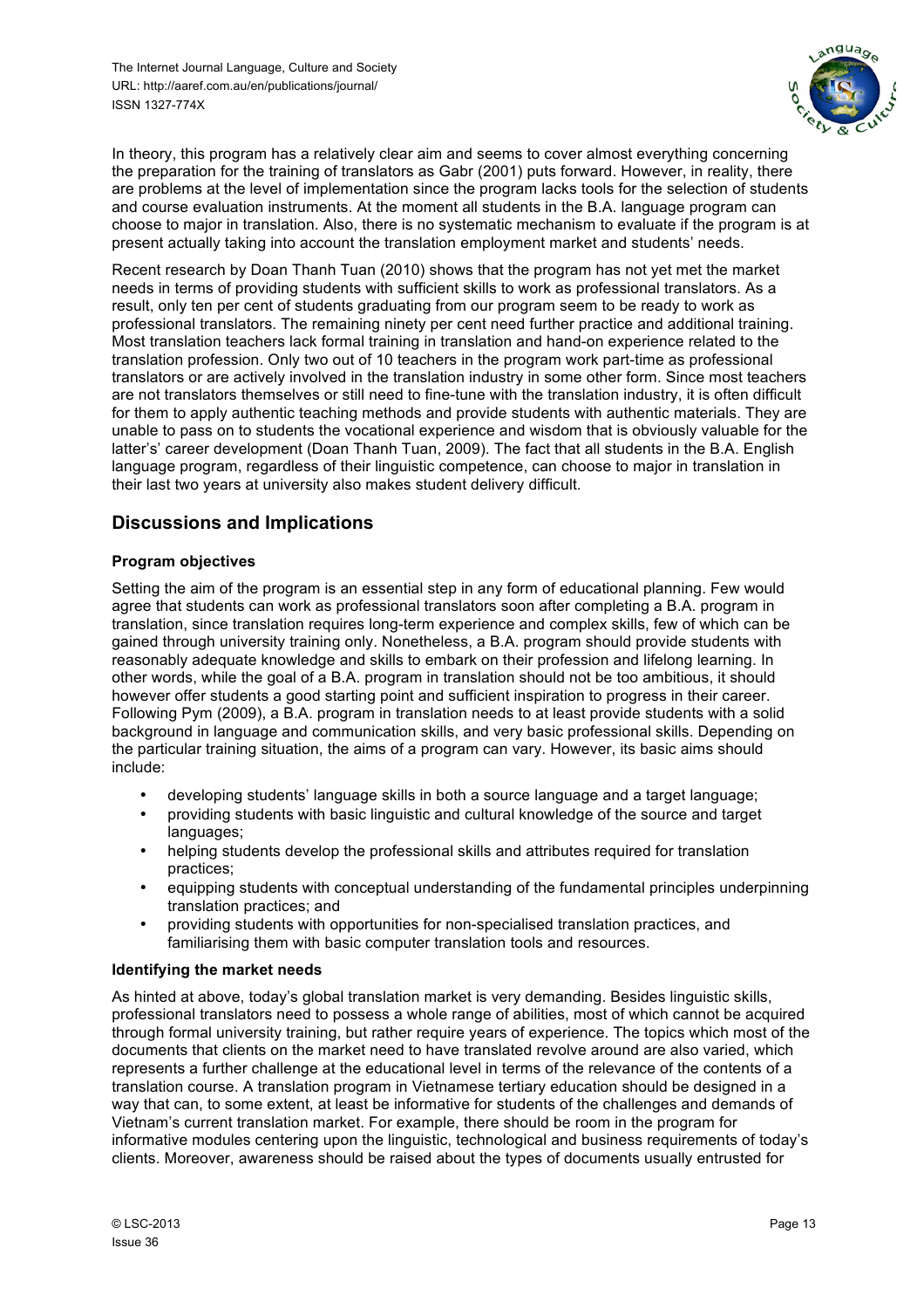In theory, this program has a relatively clear aim and seems to cover almost everything concerning the preparation for the training of translators as Gabr (2001) puts forward. However, in reality, there are problems at the level of implementation since the program lacks tools for the selection of students and course evaluation instruments. At the moment all students in the B.A. language program can choose to major in translation. Also, there is no systematic mechanism to evaluate if the program is at present actually taking into account the translation employment market and students' needs.

Recent research by Doan Thanh Tuan (2010) shows that the program has not yet met the market needs in terms of providing students with sufficient skills to work as professional translators. As a result, only ten per cent of students graduating from our program seem to be ready to work as professional translators. The remaining ninety per cent need further practice and additional training. Most translation teachers lack formal training in translation and hand-on experience related to the translation profession. Only two out of 10 teachers in the program work part-time as professional translators or are actively involved in the translation industry in some other form. Since most teachers are not translators themselves or still need to fine-tune with the translation industry, it is often difficult for them to apply authentic teaching methods and provide students with authentic materials. They are unable to pass on to students the vocational experience and wisdom that is obviously valuable for the latter's' career development (Doan Thanh Tuan, 2009). The fact that all students in the B.A. English language program, regardless of their linguistic competence, can choose to major in translation in their last two years at university also makes student delivery difficult.

## Discussions and Implications

**Program objectives**

Setting the aim of the program is an essential step in any form of educational planning. Few would agree that students can work as professional translators soon after completing a B.A. program in translation, since translation requires long-term experience and complex skills, few of which can be gained through university training only. Nonetheless, a B.A. program should provide students with reasonably adequate knowledge and skills to embark on their profession and lifelong learning. In other words, while the goal of a B.A. program in translation should not be too ambitious, it should however offer students a good starting point and sufficient inspiration to progress in their career. Following Pym (2009), a B.A. program in translation needs to at least provide students with a solid background in language and communication skills, and very basic professional skills. Depending on the particular training situation, the aims of a program can vary. However, its basic aims should include:

- developing students' language skills in both a source language and a target language;
- providing students with basic linguistic and cultural knowledge of the source and target languages;
- helping students develop the professional skills and attributes required for translation practices;
- equipping students with conceptual understanding of the fundamental principles underpinning translation practices; and
- providing students with opportunities for non-specialised translation practices, and familiarising them with basic computer translation tools and resources.

**Identifying the market needs**

As hinted at above, today's global translation market is very demanding. Besides linguistic skills, professional translators need to possess a whole range of abilities, most of which cannot be acquired through formal university training, but rather require years of experience. The topics which most of the documents that clients on the market need to have translated revolve around are also varied, which represents a further challenge at the educational level in terms of the relevance of the contents of a translation course. A translation program in Vietnamese tertiary education should be designed in a way that can, to some extent, at least be informative for students of the challenges and demands of Vietnam's current translation market. For example, there should be room in the program for informative modules centering upon the linguistic, technological and business requirements of today's clients. Moreover, awareness should be raised about the types of documents usually entrusted for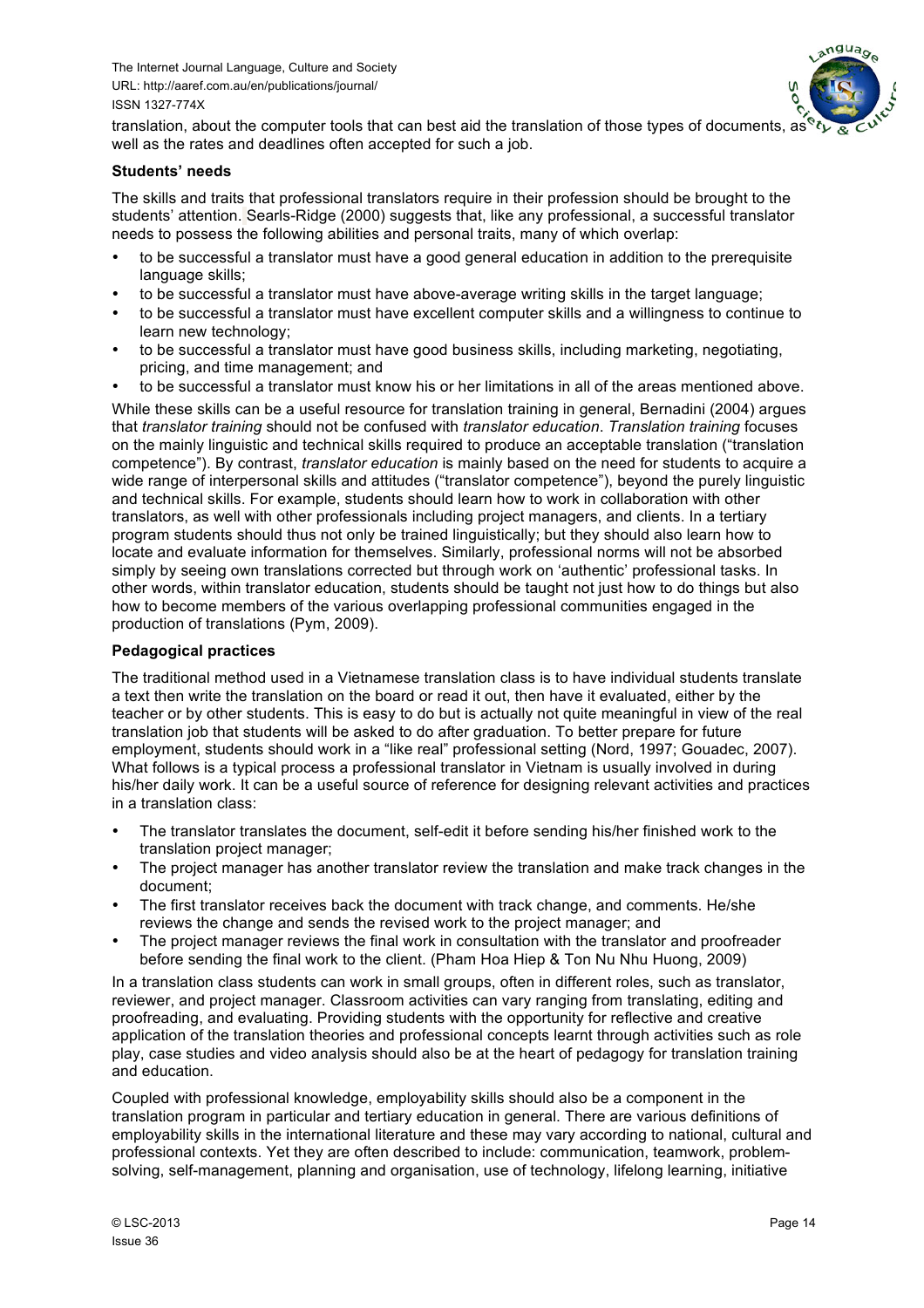translation, about the computer tools that can best aid the translation of those types of documents, as well as the rates and deadlines often accepted for such a job.

**Students' needs**

The skills and traits that professional translators require in their profession should be brought to the students' attention. Searls-Ridge (2000) suggests that, like any professional, a successful translator needs to possess the following abilities and personal traits, many of which overlap:

- to be successful a translator must have a good general education in addition to the prerequisite language skills;
- to be successful a translator must have above-average writing skills in the target language;
- to be successful a translator must have excellent computer skills and a willingness to continue to learn new technology;
- to be successful a translator must have good business skills, including marketing, negotiating, pricing, and time management; and
- to be successful a translator must know his or her limitations in all of the areas mentioned above.

While these skills can be a useful resource for translation training in general, Bernadini (2004) argues that *translator training* should not be confused with *translator education*. *Translation training* focuses on the mainly linguistic and technical skills required to produce an acceptable translation ("translation competence"). By contrast, *translator education* is mainly based on the need for students to acquire a wide range of interpersonal skills and attitudes ("translator competence"), beyond the purely linguistic and technical skills. For example, students should learn how to work in collaboration with other translators, as well with other professionals including project managers, and clients. In a tertiary program students should thus not only be trained linguistically; but they should also learn how to locate and evaluate information for themselves. Similarly, professional norms will not be absorbed simply by seeing own translations corrected but through work on 'authentic' professional tasks. In other words, within translator education, students should be taught not just how to do things but also how to become members of the various overlapping professional communities engaged in the production of translations (Pym, 2009).

**Pedagogical practices**

The traditional method used in a Vietnamese translation class is to have individual students translate a text then write the translation on the board or read it out, then have it evaluated, either by the teacher or by other students. This is easy to do but is actually not quite meaningful in view of the real translation job that students will be asked to do after graduation. To better prepare for future employment, students should work in a "like real" professional setting (Nord, 1997; Gouadec, 2007). What follows is a typical process a professional translator in Vietnam is usually involved in during his/her daily work. It can be a useful source of reference for designing relevant activities and practices in a translation class:

- The translator translates the document, self-edit it before sending his/her finished work to the translation project manager;
- The project manager has another translator review the translation and make track changes in the document;
- The first translator receives back the document with track change, and comments. He/she reviews the change and sends the revised work to the project manager; and
- The project manager reviews the final work in consultation with the translator and proofreader before sending the final work to the client. (Pham Hoa Hiep & Ton Nu Nhu Huong, 2009)

In a translation class students can work in small groups, often in different roles, such as translator, reviewer, and project manager. Classroom activities can vary ranging from translating, editing and proofreading, and evaluating. Providing students with the opportunity for reflective and creative application of the translation theories and professional concepts learnt through activities such as role play, case studies and video analysis should also be at the heart of pedagogy for translation training and education.

Coupled with professional knowledge, employability skills should also be a component in the translation program in particular and tertiary education in general. There are various definitions of employability skills in the international literature and these may vary according to national, cultural and professional contexts. Yet they are often described to include: communication, teamwork, problem-solving, self-management, planning and organisation, use of technology, lifelong learning, initiative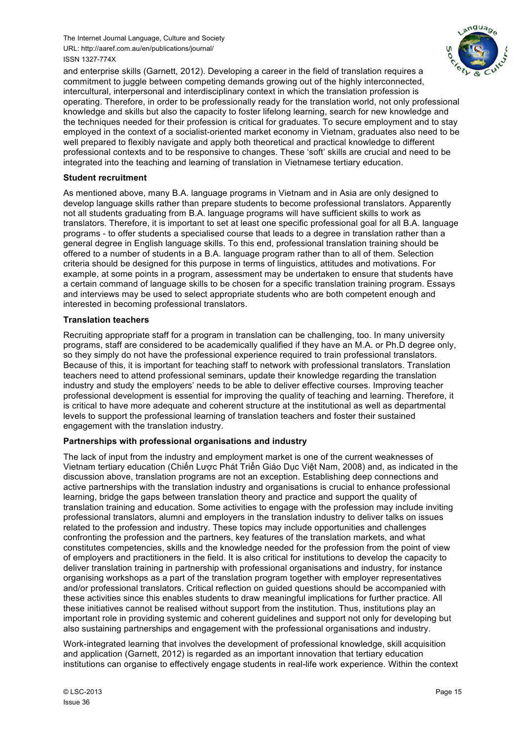and enterprise skills (Garnett, 2012). Developing a career in the field of translation requires a commitment to juggle between competing demands growing out of the highly interconnected, intercultural, interpersonal and interdisciplinary context in which the translation profession is operating. Therefore, in order to be professionally ready for the translation world, not only professional knowledge and skills but also the capacity to foster lifelong learning, search for new knowledge and the techniques needed for their profession is critical for graduates. To secure employment and to stay employed in the context of a socialist-oriented market economy in Vietnam, graduates also need to be well prepared to flexibly navigate and apply both theoretical and practical knowledge to different professional contexts and to be responsive to changes. These 'soft' skills are crucial and need to be integrated into the teaching and learning of translation in Vietnamese tertiary education.

**Student recruitment**

As mentioned above, many B.A. language programs in Vietnam and in Asia are only designed to develop language skills rather than prepare students to become professional translators. Apparently not all students graduating from B.A. language programs will have sufficient skills to work as translators. Therefore, it is important to set at least one specific professional goal for all B.A. language programs - to offer students a specialised course that leads to a degree in translation rather than a general degree in English language skills. To this end, professional translation training should be offered to a number of students in a B.A. language program rather than to all of them. Selection criteria should be designed for this purpose in terms of linguistics, attitudes and motivations. For example, at some points in a program, assessment may be undertaken to ensure that students have a certain command of language skills to be chosen for a specific translation training program. Essays and interviews may be used to select appropriate students who are both competent enough and interested in becoming professional translators.

**Translation teachers**

Recruiting appropriate staff for a program in translation can be challenging, too. In many university programs, staff are considered to be academically qualified if they have an M.A. or Ph.D degree only, so they simply do not have the professional experience required to train professional translators. Because of this, it is important for teaching staff to network with professional translators. Translation teachers need to attend professional seminars, update their knowledge regarding the translation industry and study the employers' needs to be able to deliver effective courses. Improving teacher professional development is essential for improving the quality of teaching and learning. Therefore, it is critical to have more adequate and coherent structure at the institutional as well as departmental levels to support the professional learning of translation teachers and foster their sustained engagement with the translation industry.

**Partnerships with professional organisations and industry**

The lack of input from the industry and employment market is one of the current weaknesses of Vietnam tertiary education (Chiến Lược Phát Triển Giáo Dục Việt Nam, 2008) and, as indicated in the discussion above, translation programs are not an exception. Establishing deep connections and active partnerships with the translation industry and organisations is crucial to enhance professional learning, bridge the gaps between translation theory and practice and support the quality of translation training and education. Some activities to engage with the profession may include inviting professional translators, alumni and employers in the translation industry to deliver talks on issues related to the profession and industry. These topics may include opportunities and challenges confronting the profession and the partners, key features of the translation markets, and what constitutes competencies, skills and the knowledge needed for the profession from the point of view of employers and practitioners in the field. It is also critical for institutions to develop the capacity to deliver translation training in partnership with professional organisations and industry, for instance organising workshops as a part of the translation program together with employer representatives and/or professional translators. Critical reflection on guided questions should be accompanied with these activities since this enables students to draw meaningful implications for further practice. All these initiatives cannot be realised without support from the institution. Thus, institutions play an important role in providing systemic and coherent guidelines and support not only for developing but also sustaining partnerships and engagement with the professional organisations and industry.

Work-integrated learning that involves the development of professional knowledge, skill acquisition and application (Garnett, 2012) is regarded as an important innovation that tertiary education institutions can organise to effectively engage students in real-life work experience. Within the context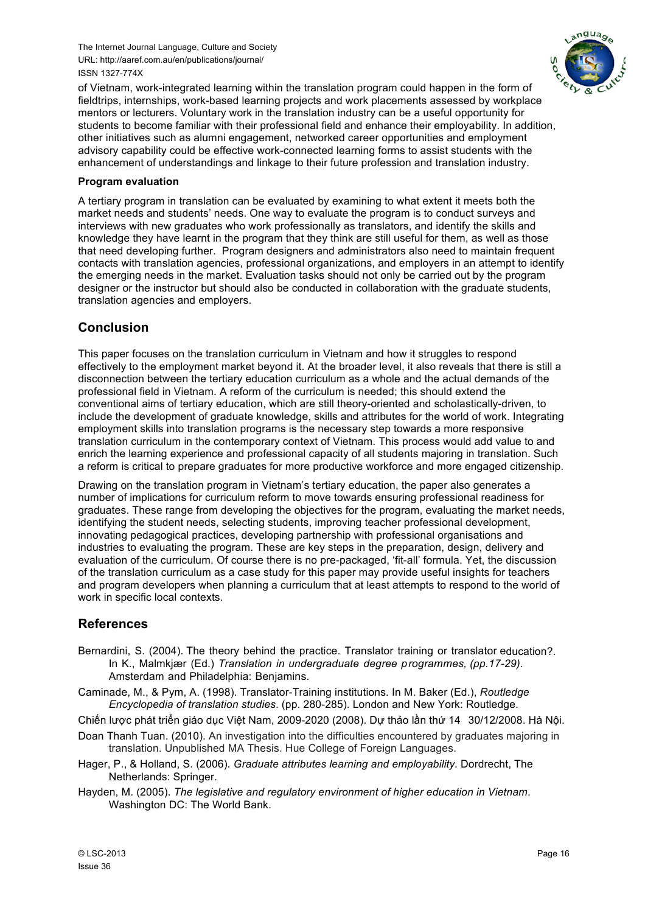of Vietnam, work-integrated learning within the translation program could happen in the form of fieldtrips, internships, work-based learning projects and work placements assessed by workplace mentors or lecturers. Voluntary work in the translation industry can be a useful opportunity for students to become familiar with their professional field and enhance their employability. In addition, other initiatives such as alumni engagement, networked career opportunities and employment advisory capability could be effective work-connected learning forms to assist students with the enhancement of understandings and linkage to their future profession and translation industry.

**Program evaluation**

A tertiary program in translation can be evaluated by examining to what extent it meets both the market needs and students' needs. One way to evaluate the program is to conduct surveys and interviews with new graduates who work professionally as translators, and identify the skills and knowledge they have learnt in the program that they think are still useful for them, as well as those that need developing further. Program designers and administrators also need to maintain frequent contacts with translation agencies, professional organizations, and employers in an attempt to identify the emerging needs in the market. Evaluation tasks should not only be carried out by the program designer or the instructor but should also be conducted in collaboration with the graduate students, translation agencies and employers.

## Conclusion

This paper focuses on the translation curriculum in Vietnam and how it struggles to respond effectively to the employment market beyond it. At the broader level, it also reveals that there is still a disconnection between the tertiary education curriculum as a whole and the actual demands of the professional field in Vietnam. A reform of the curriculum is needed; this should extend the conventional aims of tertiary education, which are still theory-oriented and scholastically-driven, to include the development of graduate knowledge, skills and attributes for the world of work. Integrating employment skills into translation programs is the necessary step towards a more responsive translation curriculum in the contemporary context of Vietnam. This process would add value to and enrich the learning experience and professional capacity of all students majoring in translation. Such a reform is critical to prepare graduates for more productive workforce and more engaged citizenship.

Drawing on the translation program in Vietnam's tertiary education, the paper also generates a number of implications for curriculum reform to move towards ensuring professional readiness for graduates. These range from developing the objectives for the program, evaluating the market needs, identifying the student needs, selecting students, improving teacher professional development, innovating pedagogical practices, developing partnership with professional organisations and industries to evaluating the program. These are key steps in the preparation, design, delivery and evaluation of the curriculum. Of course there is no pre-packaged, 'fit-all' formula. Yet, the discussion of the translation curriculum as a case study for this paper may provide useful insights for teachers and program developers when planning a curriculum that at least attempts to respond to the world of work in specific local contexts.

## References

Bernardini, S. (2004). The theory behind the practice. Translator training or translator education?. In K., Malmkjær (Ed.) *Translation in undergraduate degree programmes, (pp.17-29).* Amsterdam and Philadelphia: Benjamins.

Caminade, M., & Pym, A. (1998). Translator-Training institutions. In M. Baker (Ed.), *Routledge Encyclopedia of translation studies*. (pp. 280-285). London and New York: Routledge.

Chiến lược phát triển giáo dục Việt Nam, 2009-2020 (2008). Dự thảo lần thứ 14 30/12/2008. Hà Nội.

Doan Thanh Tuan. (2010). An investigation into the difficulties encountered by graduates majoring in translation. Unpublished MA Thesis. Hue College of Foreign Languages.

Hager, P., & Holland, S. (2006). *Graduate attributes learning and employability*. Dordrecht, The Netherlands: Springer.

Hayden, M. (2005). *The legislative and regulatory environment of higher education in Vietnam*. Washington DC: The World Bank.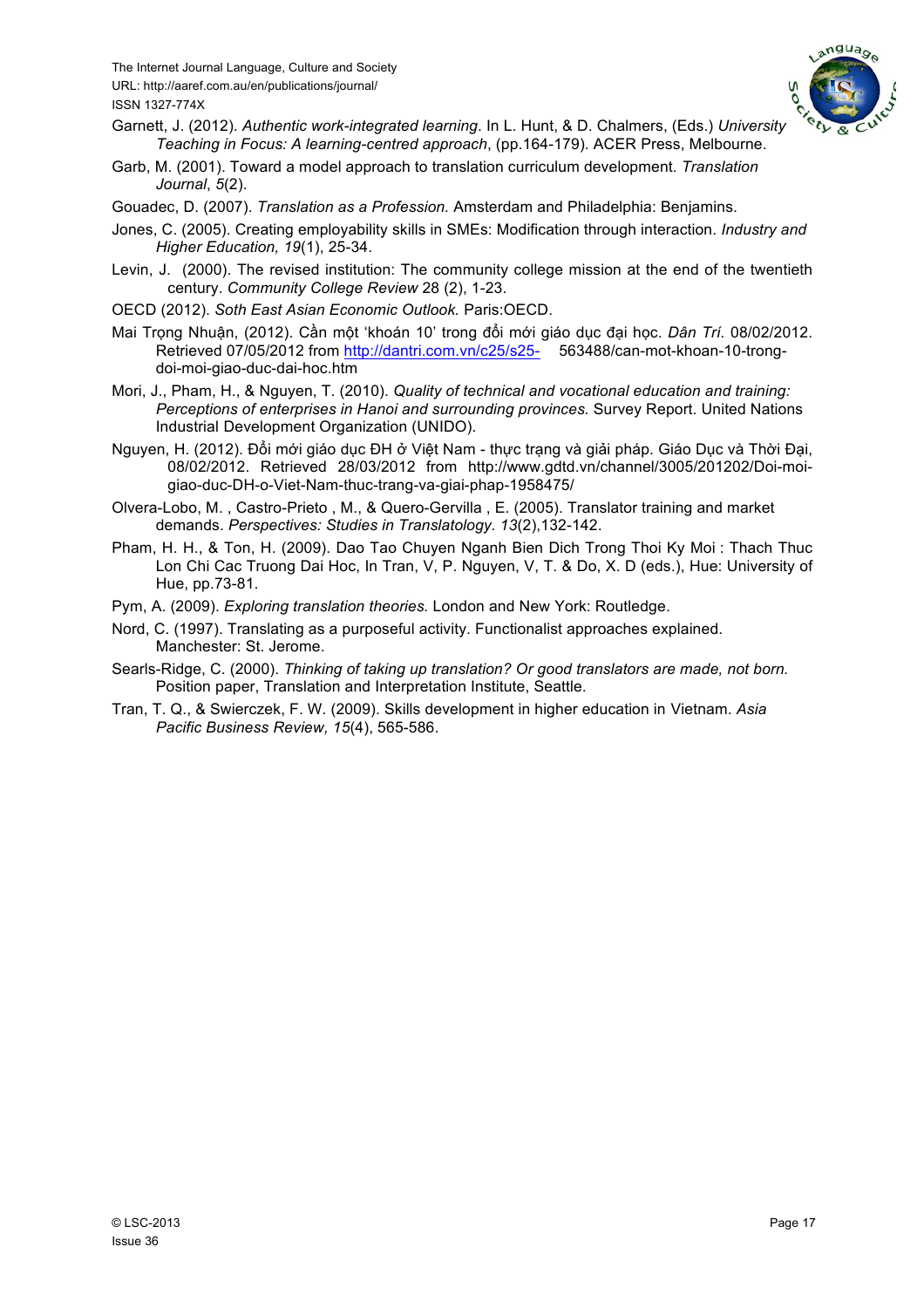Garnett, J. (2012). *Authentic work-integrated learning*. In L. Hunt, & D. Chalmers, (Eds.) *University Teaching in Focus: A learning-centred approach*, (pp.164-179). ACER Press, Melbourne.

Garb, M. (2001). Toward a model approach to translation curriculum development. *Translation Journal*, *5*(2).

Gouadec, D. (2007). *Translation as a Profession.* Amsterdam and Philadelphia: Benjamins.

Jones, C. (2005). Creating employability skills in SMEs: Modification through interaction. *Industry and Higher Education, 19*(1), 25-34.

Levin, J. (2000). The revised institution: The community college mission at the end of the twentieth century. *Community College Review* 28 (2), 1-23.

OECD (2012). *Soth East Asian Economic Outlook.* Paris:OECD.

Mai Trọng Nhuận, (2012). Cần một 'khoán 10' trong đổi mới giáo dục đại học. *Dân Trí.* 08/02/2012. Retrieved 07/05/2012 from http://dantri.com.vn/c25/s25- 563488/can-mot-khoan-10-trong-doi-moi-giao-duc-dai-hoc.htm

Mori, J., Pham, H., & Nguyen, T. (2010). *Quality of technical and vocational education and training: Perceptions of enterprises in Hanoi and surrounding provinces.* Survey Report. United Nations Industrial Development Organization (UNIDO).

Nguyen, H. (2012). Đổi mới giáo dục ĐH ở Việt Nam - thực trạng và giải pháp. Giáo Dục và Thời Đại, 08/02/2012. Retrieved 28/03/2012 from http://www.gdtd.vn/channel/3005/201202/Doi-moi-giao-duc-DH-o-Viet-Nam-thuc-trang-va-giai-phap-1958475/

Olvera-Lobo, M. , Castro-Prieto , M., & Quero-Gervilla , E. (2005). Translator training and market demands. *Perspectives: Studies in Translatology. 13*(2),132-142.

Pham, H. H., & Ton, H. (2009). Dao Tao Chuyen Nganh Bien Dich Trong Thoi Ky Moi : Thach Thuc Lon Chi Cac Truong Dai Hoc, In Tran, V, P. Nguyen, V, T. & Do, X. D (eds.), Hue: University of Hue, pp.73-81.

Pym, A. (2009). *Exploring translation theories.* London and New York: Routledge.

Nord, C. (1997). Translating as a purposeful activity. Functionalist approaches explained. Manchester: St. Jerome.

Searls-Ridge, C. (2000). *Thinking of taking up translation? Or good translators are made, not born.* Position paper, Translation and Interpretation Institute, Seattle.

Tran, T. Q., & Swierczek, F. W. (2009). Skills development in higher education in Vietnam. *Asia Pacific Business Review, 15*(4), 565-586.